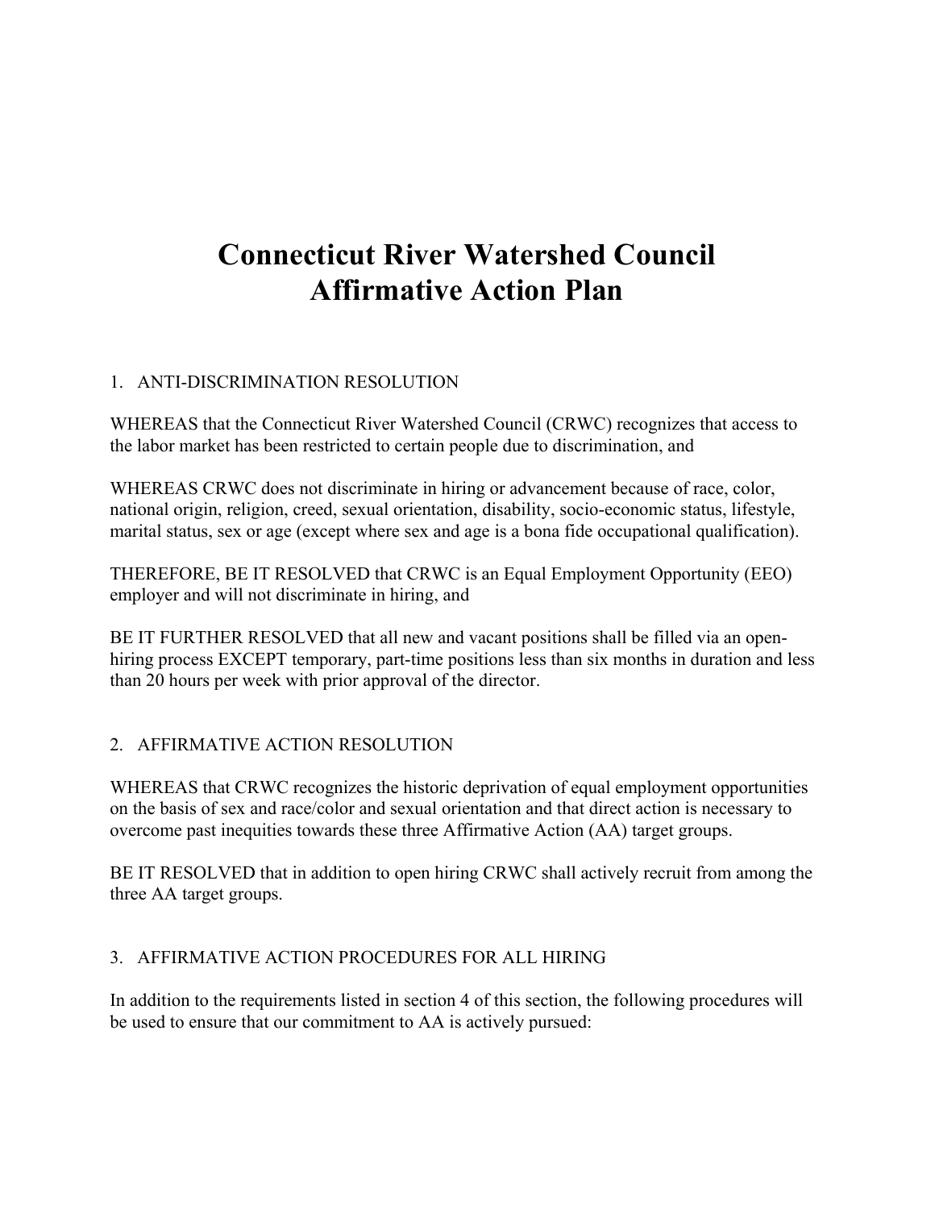# Connecticut River Watershed Council Affirmative Action Plan

1. ANTI-DISCRIMINATION RESOLUTION

WHEREAS that the Connecticut River Watershed Council (CRWC) recognizes that access to the labor market has been restricted to certain people due to discrimination, and

WHEREAS CRWC does not discriminate in hiring or advancement because of race, color, national origin, religion, creed, sexual orientation, disability, socio-economic status, lifestyle, marital status, sex or age (except where sex and age is a bona fide occupational qualification).

THEREFORE, BE IT RESOLVED that CRWC is an Equal Employment Opportunity (EEO) employer and will not discriminate in hiring, and

BE IT FURTHER RESOLVED that all new and vacant positions shall be filled via an open-hiring process EXCEPT temporary, part-time positions less than six months in duration and less than 20 hours per week with prior approval of the director.

2. AFFIRMATIVE ACTION RESOLUTION

WHEREAS that CRWC recognizes the historic deprivation of equal employment opportunities on the basis of sex and race/color and sexual orientation and that direct action is necessary to overcome past inequities towards these three Affirmative Action (AA) target groups.

BE IT RESOLVED that in addition to open hiring CRWC shall actively recruit from among the three AA target groups.

3. AFFIRMATIVE ACTION PROCEDURES FOR ALL HIRING

In addition to the requirements listed in section 4 of this section, the following procedures will be used to ensure that our commitment to AA is actively pursued: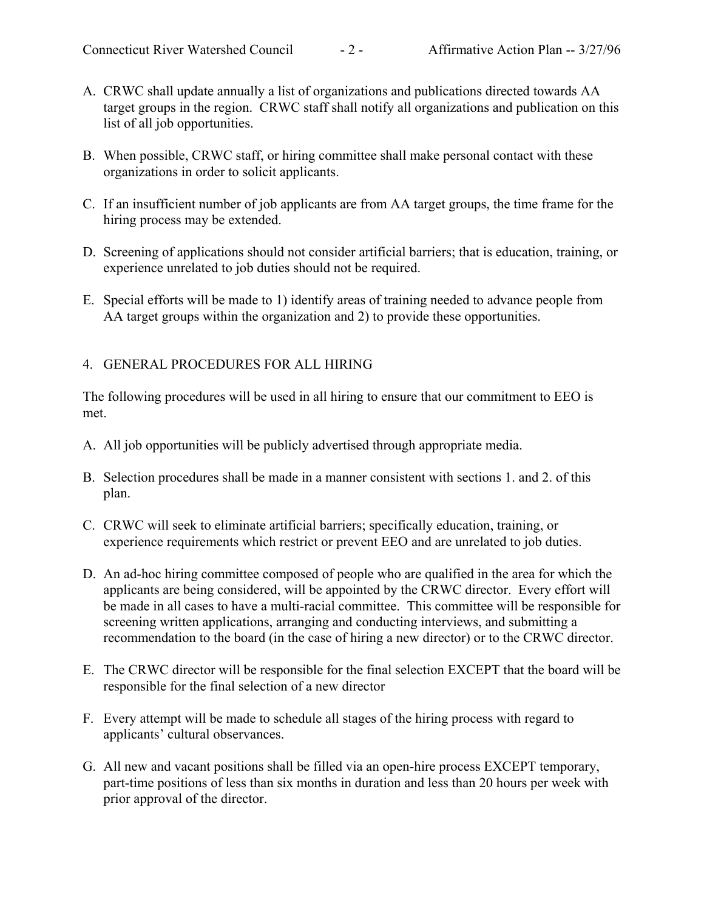A. CRWC shall update annually a list of organizations and publications directed towards AA target groups in the region. CRWC staff shall notify all organizations and publication on this list of all job opportunities.

B. When possible, CRWC staff, or hiring committee shall make personal contact with these organizations in order to solicit applicants.

C. If an insufficient number of job applicants are from AA target groups, the time frame for the hiring process may be extended.

D. Screening of applications should not consider artificial barriers; that is education, training, or experience unrelated to job duties should not be required.

E. Special efforts will be made to 1) identify areas of training needed to advance people from AA target groups within the organization and 2) to provide these opportunities.

## 4. GENERAL PROCEDURES FOR ALL HIRING

The following procedures will be used in all hiring to ensure that our commitment to EEO is met.

A. All job opportunities will be publicly advertised through appropriate media.

B. Selection procedures shall be made in a manner consistent with sections 1. and 2. of this plan.

C. CRWC will seek to eliminate artificial barriers; specifically education, training, or experience requirements which restrict or prevent EEO and are unrelated to job duties.

D. An ad-hoc hiring committee composed of people who are qualified in the area for which the applicants are being considered, will be appointed by the CRWC director. Every effort will be made in all cases to have a multi-racial committee. This committee will be responsible for screening written applications, arranging and conducting interviews, and submitting a recommendation to the board (in the case of hiring a new director) or to the CRWC director.

E. The CRWC director will be responsible for the final selection EXCEPT that the board will be responsible for the final selection of a new director

F. Every attempt will be made to schedule all stages of the hiring process with regard to applicants' cultural observances.

G. All new and vacant positions shall be filled via an open-hire process EXCEPT temporary, part-time positions of less than six months in duration and less than 20 hours per week with prior approval of the director.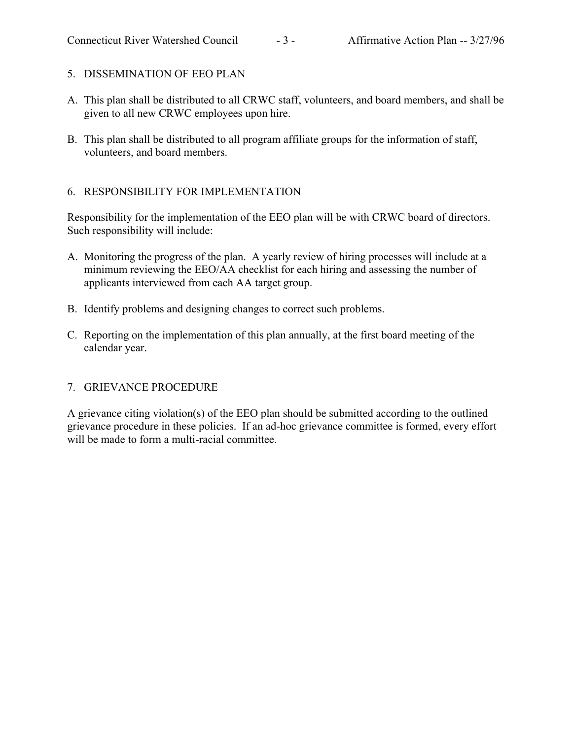## 5. DISSEMINATION OF EEO PLAN

A. This plan shall be distributed to all CRWC staff, volunteers, and board members, and shall be given to all new CRWC employees upon hire.

B. This plan shall be distributed to all program affiliate groups for the information of staff, volunteers, and board members.

## 6. RESPONSIBILITY FOR IMPLEMENTATION

Responsibility for the implementation of the EEO plan will be with CRWC board of directors. Such responsibility will include:

A. Monitoring the progress of the plan. A yearly review of hiring processes will include at a minimum reviewing the EEO/AA checklist for each hiring and assessing the number of applicants interviewed from each AA target group.

B. Identify problems and designing changes to correct such problems.

C. Reporting on the implementation of this plan annually, at the first board meeting of the calendar year.

## 7. GRIEVANCE PROCEDURE

A grievance citing violation(s) of the EEO plan should be submitted according to the outlined grievance procedure in these policies. If an ad-hoc grievance committee is formed, every effort will be made to form a multi-racial committee.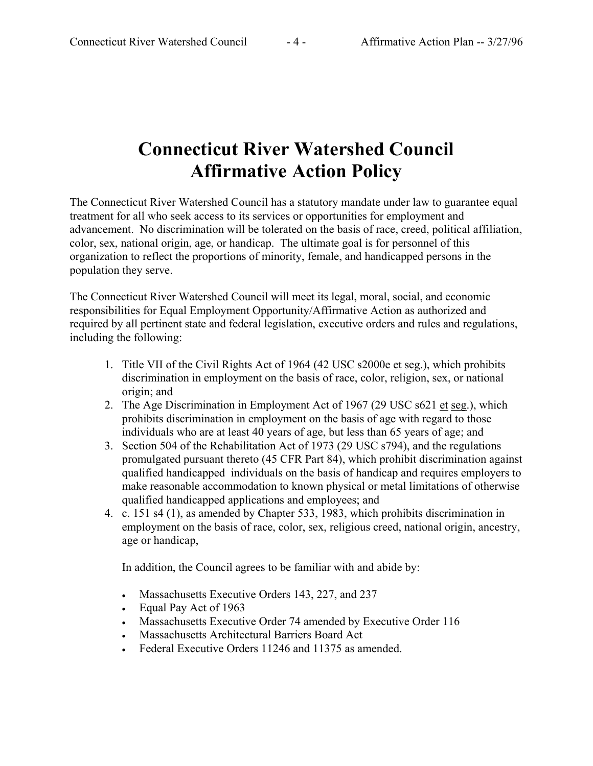# Connecticut River Watershed Council Affirmative Action Policy

The Connecticut River Watershed Council has a statutory mandate under law to guarantee equal treatment for all who seek access to its services or opportunities for employment and advancement. No discrimination will be tolerated on the basis of race, creed, political affiliation, color, sex, national origin, age, or handicap. The ultimate goal is for personnel of this organization to reflect the proportions of minority, female, and handicapped persons in the population they serve.

The Connecticut River Watershed Council will meet its legal, moral, social, and economic responsibilities for Equal Employment Opportunity/Affirmative Action as authorized and required by all pertinent state and federal legislation, executive orders and rules and regulations, including the following:

1. Title VII of the Civil Rights Act of 1964 (42 USC s2000e et seg.), which prohibits discrimination in employment on the basis of race, color, religion, sex, or national origin; and
2. The Age Discrimination in Employment Act of 1967 (29 USC s621 et seg.), which prohibits discrimination in employment on the basis of age with regard to those individuals who are at least 40 years of age, but less than 65 years of age; and
3. Section 504 of the Rehabilitation Act of 1973 (29 USC s794), and the regulations promulgated pursuant thereto (45 CFR Part 84), which prohibit discrimination against qualified handicapped individuals on the basis of handicap and requires employers to make reasonable accommodation to known physical or metal limitations of otherwise qualified handicapped applications and employees; and
4. c. 151 s4 (1), as amended by Chapter 533, 1983, which prohibits discrimination in employment on the basis of race, color, sex, religious creed, national origin, ancestry, age or handicap,

   In addition, the Council agrees to be familiar with and abide by:

   - Massachusetts Executive Orders 143, 227, and 237
   - Equal Pay Act of 1963
   - Massachusetts Executive Order 74 amended by Executive Order 116
   - Massachusetts Architectural Barriers Board Act
   - Federal Executive Orders 11246 and 11375 as amended.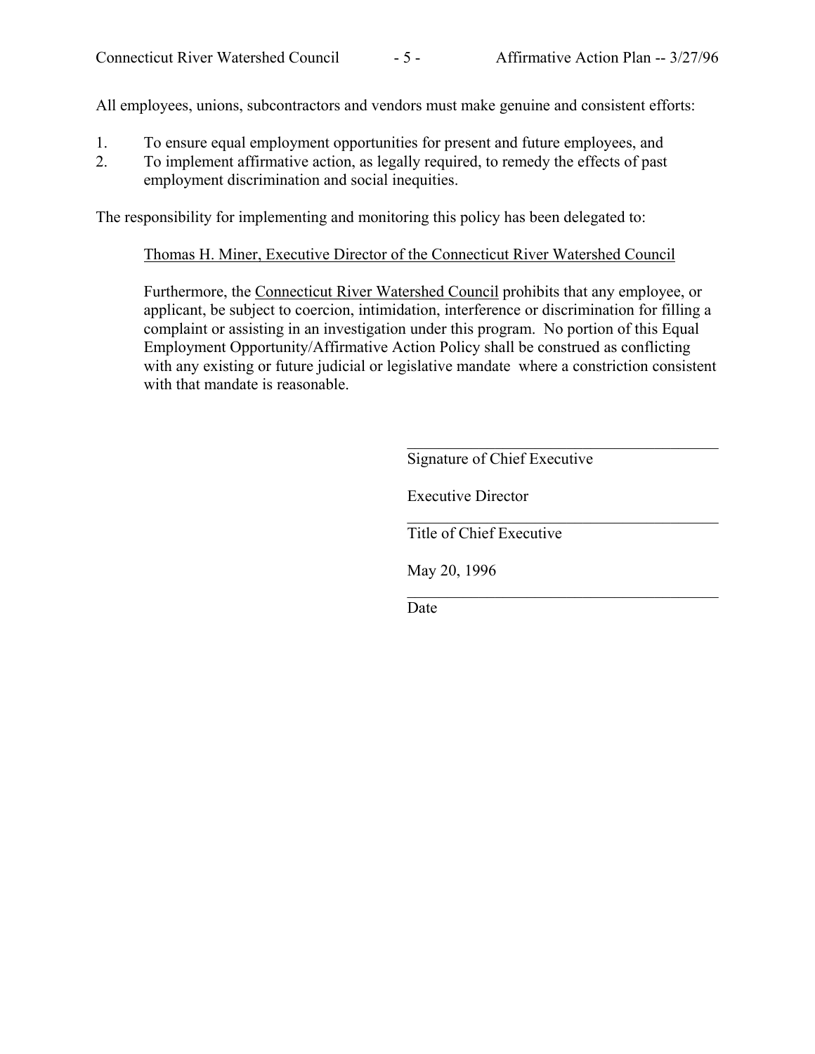All employees, unions, subcontractors and vendors must make genuine and consistent efforts:

1. To ensure equal employment opportunities for present and future employees, and
2. To implement affirmative action, as legally required, to remedy the effects of past employment discrimination and social inequities.

The responsibility for implementing and monitoring this policy has been delegated to:

Thomas H. Miner, Executive Director of the Connecticut River Watershed Council

Furthermore, the Connecticut River Watershed Council prohibits that any employee, or applicant, be subject to coercion, intimidation, interference or discrimination for filling a complaint or assisting in an investigation under this program. No portion of this Equal Employment Opportunity/Affirmative Action Policy shall be construed as conflicting with any existing or future judicial or legislative mandate where a constriction consistent with that mandate is reasonable.

\_\_\_\_\_\_\_\_\_\_\_\_\_\_\_\_\_\_\_\_\_\_\_\_\_\_\_\_\_\_\_\_\_\_\_\_\_\_\_\_
Signature of Chief Executive

Executive Director
\_\_\_\_\_\_\_\_\_\_\_\_\_\_\_\_\_\_\_\_\_\_\_\_\_\_\_\_\_\_\_\_\_\_\_\_\_\_\_\_
Title of Chief Executive

May 20, 1996
\_\_\_\_\_\_\_\_\_\_\_\_\_\_\_\_\_\_\_\_\_\_\_\_\_\_\_\_\_\_\_\_\_\_\_\_\_\_\_\_
Date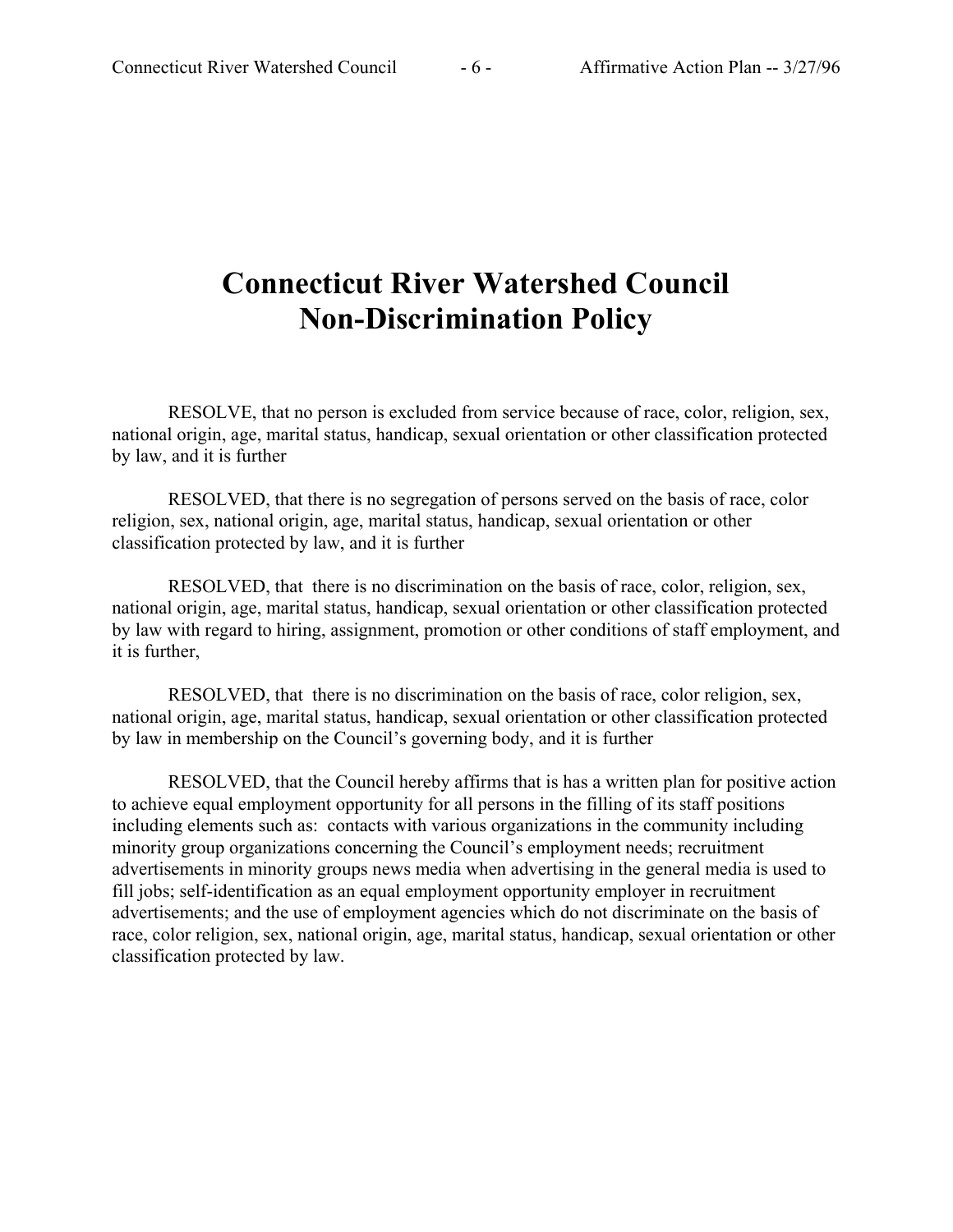# Connecticut River Watershed Council Non-Discrimination Policy

RESOLVE, that no person is excluded from service because of race, color, religion, sex, national origin, age, marital status, handicap, sexual orientation or other classification protected by law, and it is further

RESOLVED, that there is no segregation of persons served on the basis of race, color religion, sex, national origin, age, marital status, handicap, sexual orientation or other classification protected by law, and it is further

RESOLVED, that there is no discrimination on the basis of race, color, religion, sex, national origin, age, marital status, handicap, sexual orientation or other classification protected by law with regard to hiring, assignment, promotion or other conditions of staff employment, and it is further,

RESOLVED, that there is no discrimination on the basis of race, color religion, sex, national origin, age, marital status, handicap, sexual orientation or other classification protected by law in membership on the Council's governing body, and it is further

RESOLVED, that the Council hereby affirms that is has a written plan for positive action to achieve equal employment opportunity for all persons in the filling of its staff positions including elements such as: contacts with various organizations in the community including minority group organizations concerning the Council's employment needs; recruitment advertisements in minority groups news media when advertising in the general media is used to fill jobs; self-identification as an equal employment opportunity employer in recruitment advertisements; and the use of employment agencies which do not discriminate on the basis of race, color religion, sex, national origin, age, marital status, handicap, sexual orientation or other classification protected by law.